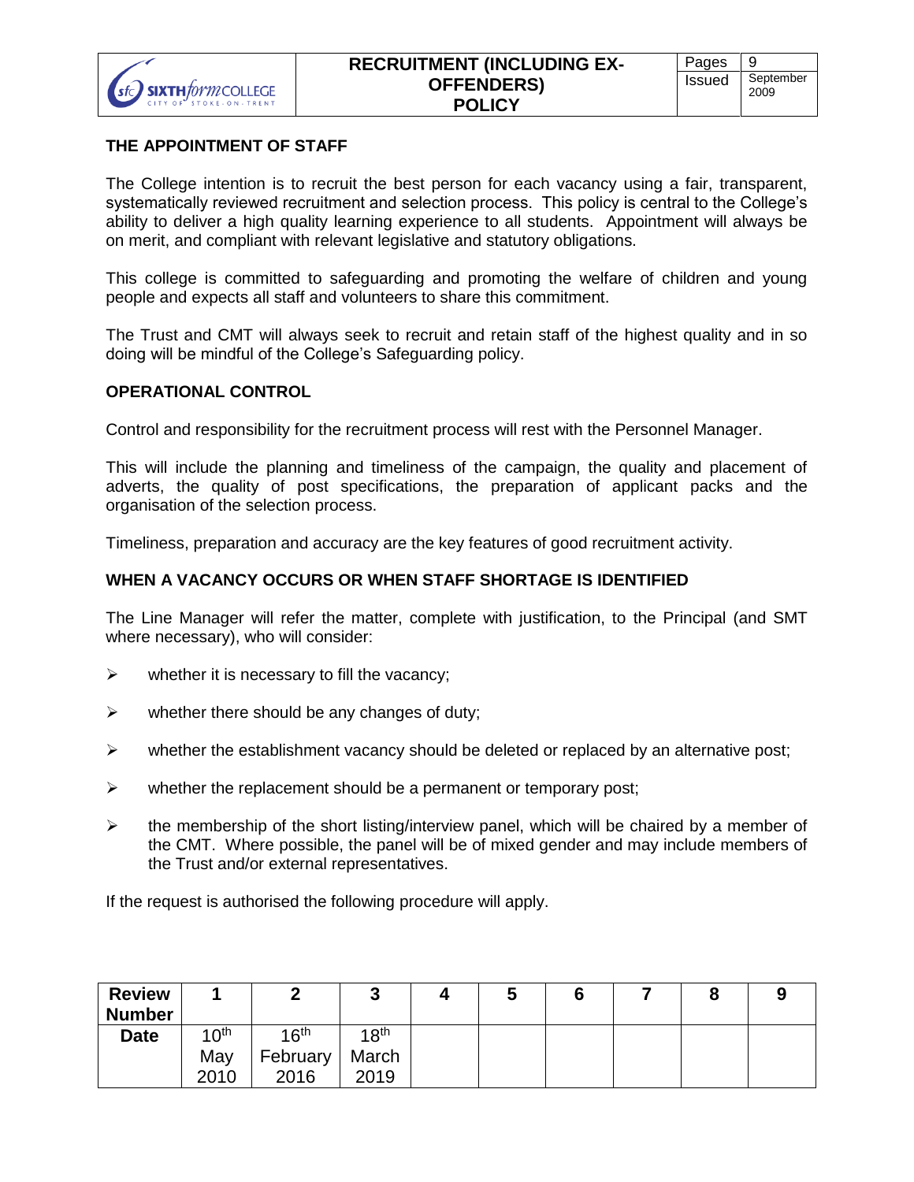# RECRUITMENT (INCLUDING EX-OFFENDERS) POLICY

| Pages | 9 |
|---|---|
| Issued | September 2009 |

## THE APPOINTMENT OF STAFF

The College intention is to recruit the best person for each vacancy using a fair, transparent, systematically reviewed recruitment and selection process. This policy is central to the College's ability to deliver a high quality learning experience to all students. Appointment will always be on merit, and compliant with relevant legislative and statutory obligations.

This college is committed to safeguarding and promoting the welfare of children and young people and expects all staff and volunteers to share this commitment.

The Trust and CMT will always seek to recruit and retain staff of the highest quality and in so doing will be mindful of the College's Safeguarding policy.

## OPERATIONAL CONTROL

Control and responsibility for the recruitment process will rest with the Personnel Manager.

This will include the planning and timeliness of the campaign, the quality and placement of adverts, the quality of post specifications, the preparation of applicant packs and the organisation of the selection process.

Timeliness, preparation and accuracy are the key features of good recruitment activity.

## WHEN A VACANCY OCCURS OR WHEN STAFF SHORTAGE IS IDENTIFIED

The Line Manager will refer the matter, complete with justification, to the Principal (and SMT where necessary), who will consider:

- whether it is necessary to fill the vacancy;
- whether there should be any changes of duty;
- whether the establishment vacancy should be deleted or replaced by an alternative post;
- whether the replacement should be a permanent or temporary post;
- the membership of the short listing/interview panel, which will be chaired by a member of the CMT. Where possible, the panel will be of mixed gender and may include members of the Trust and/or external representatives.

If the request is authorised the following procedure will apply.

| Review Number | 1 | 2 | 3 | 4 | 5 | 6 | 7 | 8 | 9 |
|---|---|---|---|---|---|---|---|---|---|
| Date | 10th May 2010 | 16th February 2016 | 18th March 2019 | | | | | | |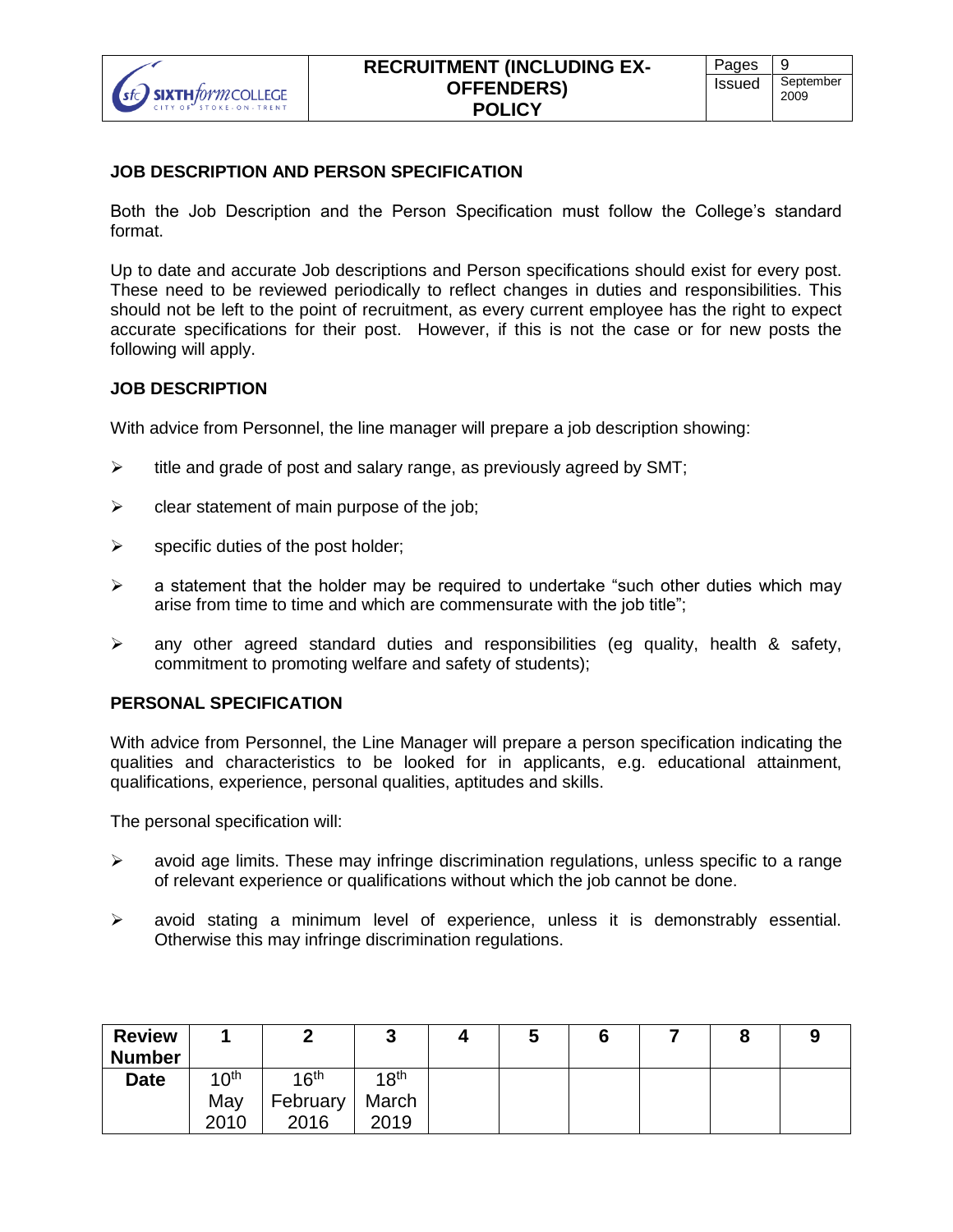## JOB DESCRIPTION AND PERSON SPECIFICATION

Both the Job Description and the Person Specification must follow the College's standard format.

Up to date and accurate Job descriptions and Person specifications should exist for every post. These need to be reviewed periodically to reflect changes in duties and responsibilities. This should not be left to the point of recruitment, as every current employee has the right to expect accurate specifications for their post. However, if this is not the case or for new posts the following will apply.

## JOB DESCRIPTION

With advice from Personnel, the line manager will prepare a job description showing:

- title and grade of post and salary range, as previously agreed by SMT;
- clear statement of main purpose of the job;
- specific duties of the post holder;
- a statement that the holder may be required to undertake "such other duties which may arise from time to time and which are commensurate with the job title";
- any other agreed standard duties and responsibilities (eg quality, health & safety, commitment to promoting welfare and safety of students);

## PERSONAL SPECIFICATION

With advice from Personnel, the Line Manager will prepare a person specification indicating the qualities and characteristics to be looked for in applicants, e.g. educational attainment, qualifications, experience, personal qualities, aptitudes and skills.

The personal specification will:

- avoid age limits. These may infringe discrimination regulations, unless specific to a range of relevant experience or qualifications without which the job cannot be done.
- avoid stating a minimum level of experience, unless it is demonstrably essential. Otherwise this may infringe discrimination regulations.

| Review Number | 1 | 2 | 3 | 4 | 5 | 6 | 7 | 8 | 9 |
|---|---|---|---|---|---|---|---|---|---|
| Date | 10th May 2010 | 16th February 2016 | 18th March 2019 | | | | | | |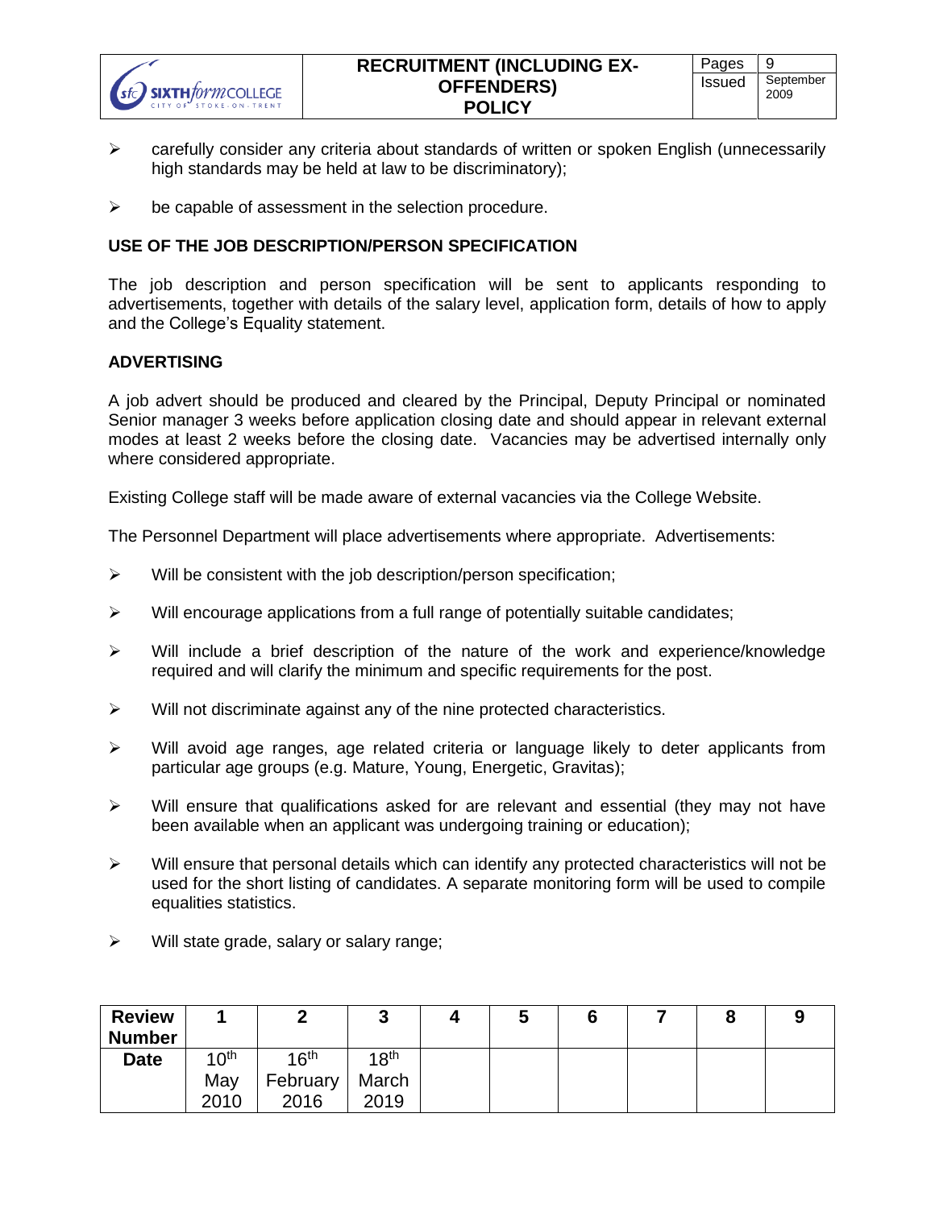- carefully consider any criteria about standards of written or spoken English (unnecessarily high standards may be held at law to be discriminatory);
- be capable of assessment in the selection procedure.

**USE OF THE JOB DESCRIPTION/PERSON SPECIFICATION**

The job description and person specification will be sent to applicants responding to advertisements, together with details of the salary level, application form, details of how to apply and the College's Equality statement.

**ADVERTISING**

A job advert should be produced and cleared by the Principal, Deputy Principal or nominated Senior manager 3 weeks before application closing date and should appear in relevant external modes at least 2 weeks before the closing date. Vacancies may be advertised internally only where considered appropriate.

Existing College staff will be made aware of external vacancies via the College Website.

The Personnel Department will place advertisements where appropriate. Advertisements:

- Will be consistent with the job description/person specification;
- Will encourage applications from a full range of potentially suitable candidates;
- Will include a brief description of the nature of the work and experience/knowledge required and will clarify the minimum and specific requirements for the post.
- Will not discriminate against any of the nine protected characteristics.
- Will avoid age ranges, age related criteria or language likely to deter applicants from particular age groups (e.g. Mature, Young, Energetic, Gravitas);
- Will ensure that qualifications asked for are relevant and essential (they may not have been available when an applicant was undergoing training or education);
- Will ensure that personal details which can identify any protected characteristics will not be used for the short listing of candidates. A separate monitoring form will be used to compile equalities statistics.
- Will state grade, salary or salary range;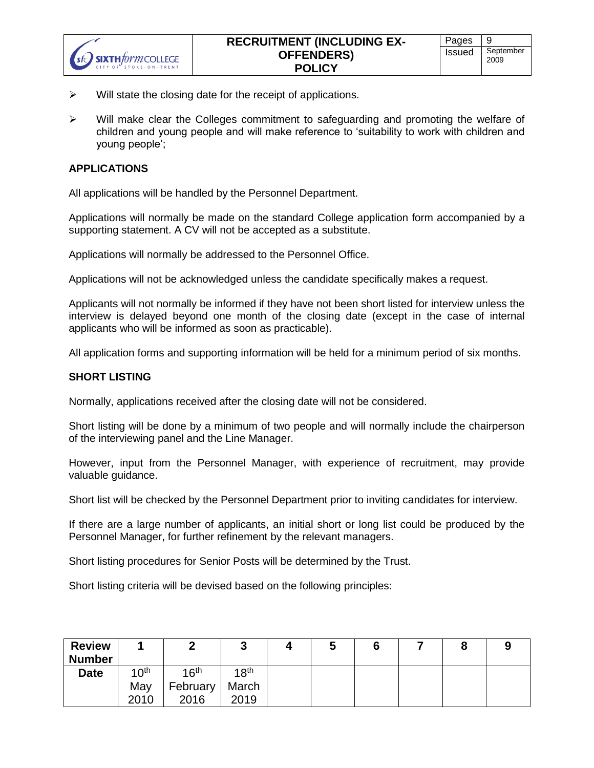- Will state the closing date for the receipt of applications.

- Will make clear the Colleges commitment to safeguarding and promoting the welfare of children and young people and will make reference to 'suitability to work with children and young people';

**APPLICATIONS**

All applications will be handled by the Personnel Department.

Applications will normally be made on the standard College application form accompanied by a supporting statement. A CV will not be accepted as a substitute.

Applications will normally be addressed to the Personnel Office.

Applications will not be acknowledged unless the candidate specifically makes a request.

Applicants will not normally be informed if they have not been short listed for interview unless the interview is delayed beyond one month of the closing date (except in the case of internal applicants who will be informed as soon as practicable).

All application forms and supporting information will be held for a minimum period of six months.

**SHORT LISTING**

Normally, applications received after the closing date will not be considered.

Short listing will be done by a minimum of two people and will normally include the chairperson of the interviewing panel and the Line Manager.

However, input from the Personnel Manager, with experience of recruitment, may provide valuable guidance.

Short list will be checked by the Personnel Department prior to inviting candidates for interview.

If there are a large number of applicants, an initial short or long list could be produced by the Personnel Manager, for further refinement by the relevant managers.

Short listing procedures for Senior Posts will be determined by the Trust.

Short listing criteria will be devised based on the following principles: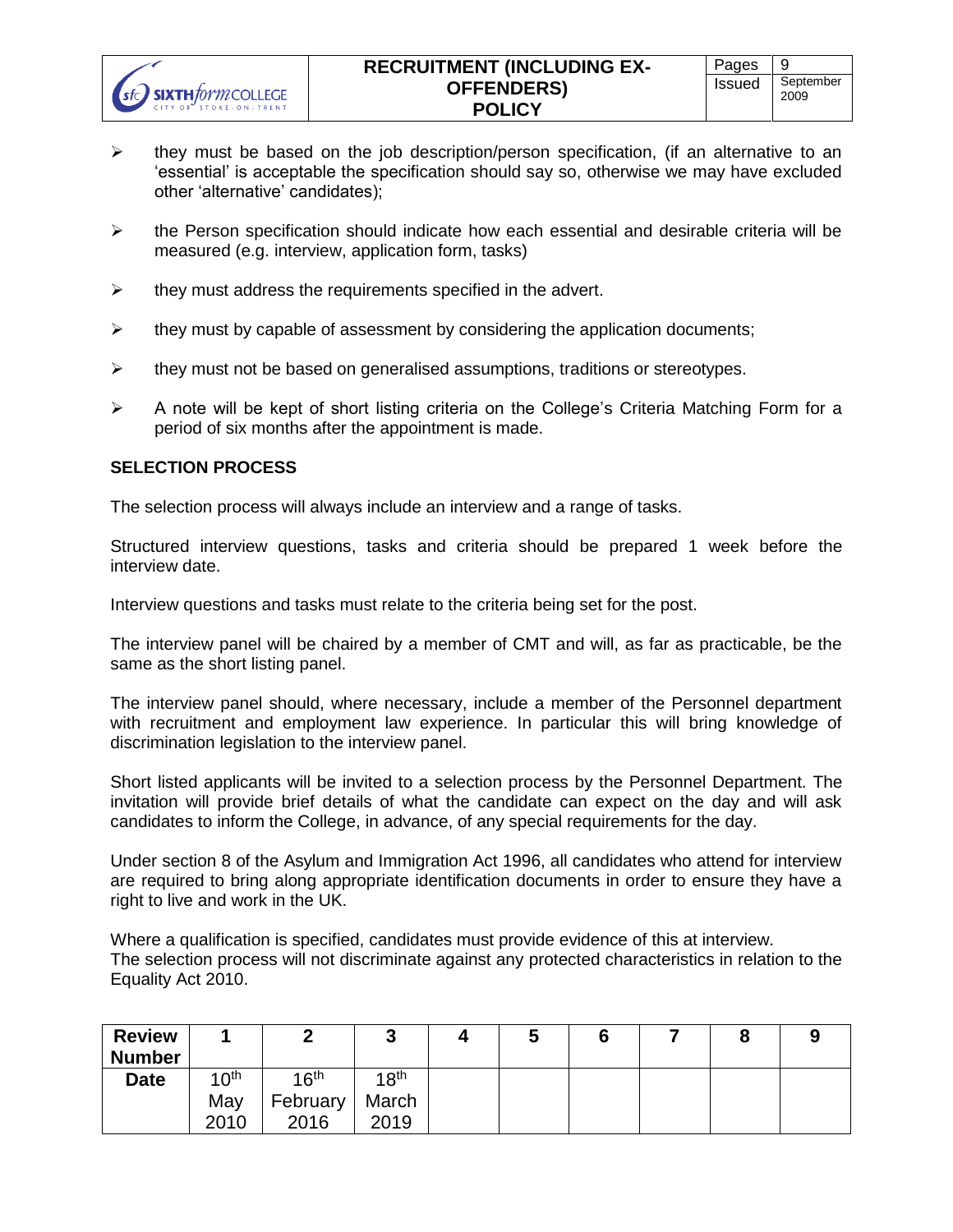- they must be based on the job description/person specification, (if an alternative to an 'essential' is acceptable the specification should say so, otherwise we may have excluded other 'alternative' candidates);

- the Person specification should indicate how each essential and desirable criteria will be measured (e.g. interview, application form, tasks)

- they must address the requirements specified in the advert.

- they must by capable of assessment by considering the application documents;

- they must not be based on generalised assumptions, traditions or stereotypes.

- A note will be kept of short listing criteria on the College's Criteria Matching Form for a period of six months after the appointment is made.

## SELECTION PROCESS

The selection process will always include an interview and a range of tasks.

Structured interview questions, tasks and criteria should be prepared 1 week before the interview date.

Interview questions and tasks must relate to the criteria being set for the post.

The interview panel will be chaired by a member of CMT and will, as far as practicable, be the same as the short listing panel.

The interview panel should, where necessary, include a member of the Personnel department with recruitment and employment law experience. In particular this will bring knowledge of discrimination legislation to the interview panel.

Short listed applicants will be invited to a selection process by the Personnel Department. The invitation will provide brief details of what the candidate can expect on the day and will ask candidates to inform the College, in advance, of any special requirements for the day.

Under section 8 of the Asylum and Immigration Act 1996, all candidates who attend for interview are required to bring along appropriate identification documents in order to ensure they have a right to live and work in the UK.

Where a qualification is specified, candidates must provide evidence of this at interview.
The selection process will not discriminate against any protected characteristics in relation to the Equality Act 2010.

| Review Number | 1 | 2 | 3 | 4 | 5 | 6 | 7 | 8 | 9 |
|---|---|---|---|---|---|---|---|---|---|
| Date | 10th May 2010 | 16th February 2016 | 18th March 2019 | | | | | | |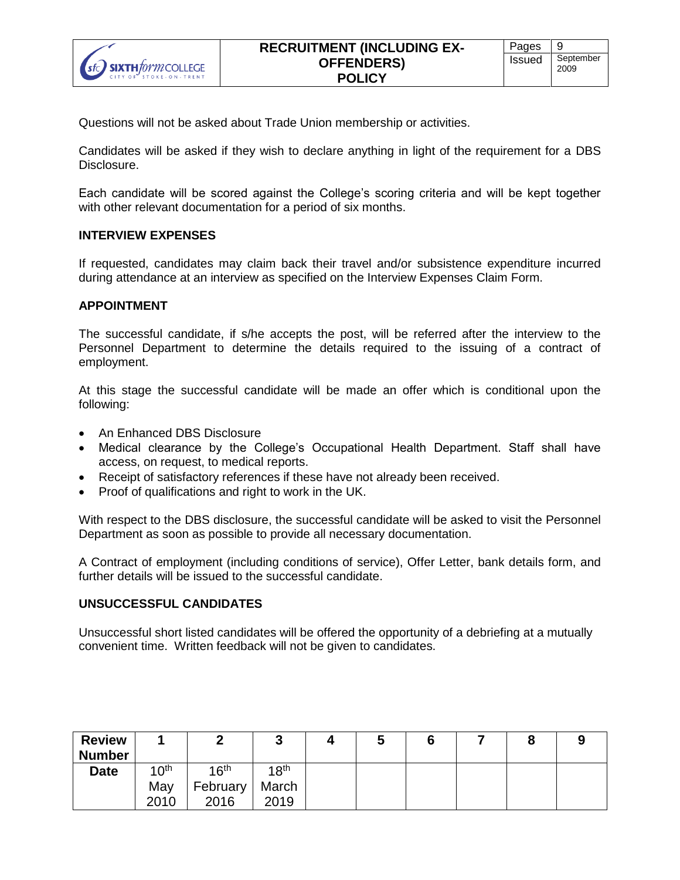Questions will not be asked about Trade Union membership or activities.

Candidates will be asked if they wish to declare anything in light of the requirement for a DBS Disclosure.

Each candidate will be scored against the College's scoring criteria and will be kept together with other relevant documentation for a period of six months.

## INTERVIEW EXPENSES

If requested, candidates may claim back their travel and/or subsistence expenditure incurred during attendance at an interview as specified on the Interview Expenses Claim Form.

## APPOINTMENT

The successful candidate, if s/he accepts the post, will be referred after the interview to the Personnel Department to determine the details required to the issuing of a contract of employment.

At this stage the successful candidate will be made an offer which is conditional upon the following:

- An Enhanced DBS Disclosure
- Medical clearance by the College's Occupational Health Department. Staff shall have access, on request, to medical reports.
- Receipt of satisfactory references if these have not already been received.
- Proof of qualifications and right to work in the UK.

With respect to the DBS disclosure, the successful candidate will be asked to visit the Personnel Department as soon as possible to provide all necessary documentation.

A Contract of employment (including conditions of service), Offer Letter, bank details form, and further details will be issued to the successful candidate.

## UNSUCCESSFUL CANDIDATES

Unsuccessful short listed candidates will be offered the opportunity of a debriefing at a mutually convenient time. Written feedback will not be given to candidates.

| Review Number | 1 | 2 | 3 | 4 | 5 | 6 | 7 | 8 | 9 |
|---|---|---|---|---|---|---|---|---|---|
| Date | 10th May 2010 | 16th February 2016 | 18th March 2019 | | | | | | |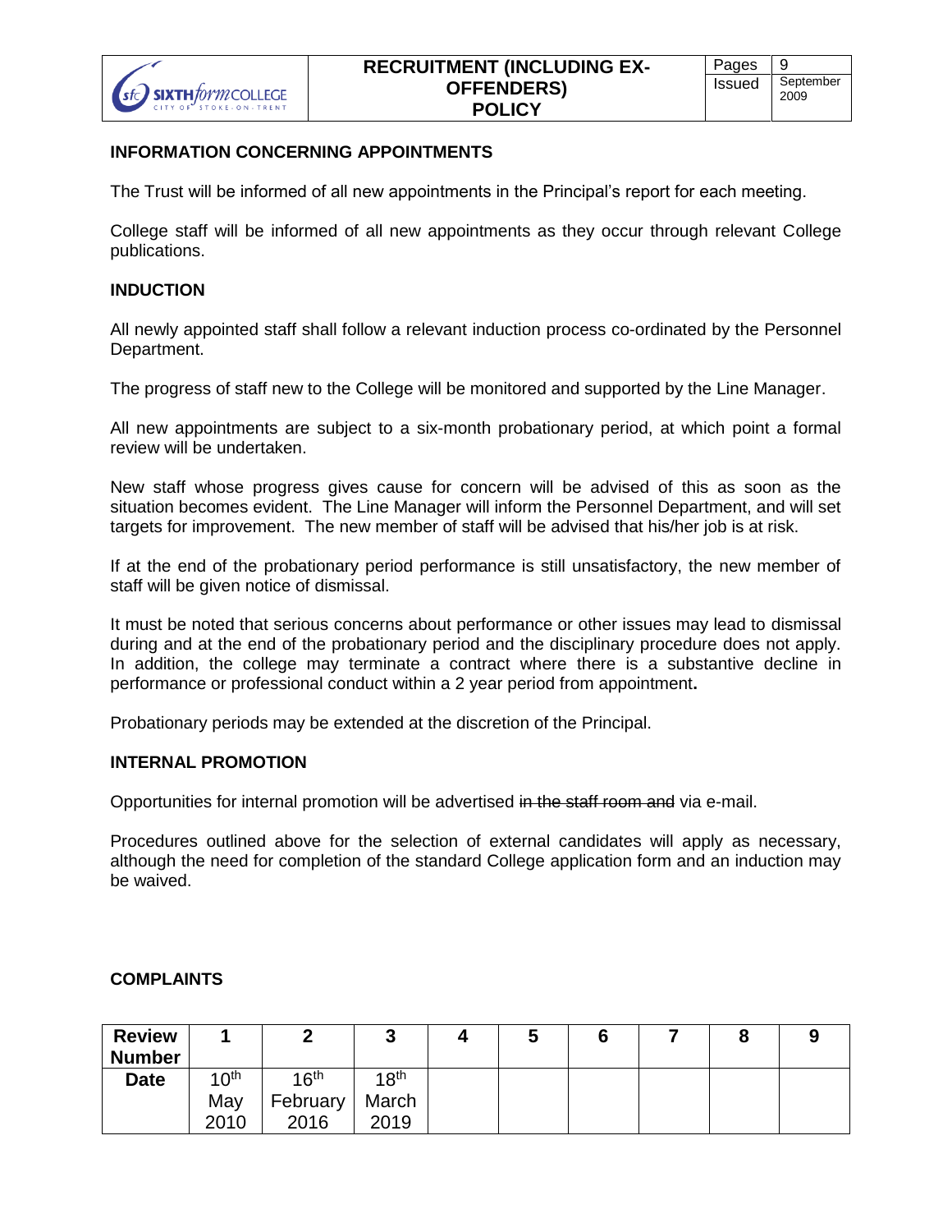## INFORMATION CONCERNING APPOINTMENTS

The Trust will be informed of all new appointments in the Principal's report for each meeting.

College staff will be informed of all new appointments as they occur through relevant College publications.

## INDUCTION

All newly appointed staff shall follow a relevant induction process co-ordinated by the Personnel Department.

The progress of staff new to the College will be monitored and supported by the Line Manager.

All new appointments are subject to a six-month probationary period, at which point a formal review will be undertaken.

New staff whose progress gives cause for concern will be advised of this as soon as the situation becomes evident. The Line Manager will inform the Personnel Department, and will set targets for improvement. The new member of staff will be advised that his/her job is at risk.

If at the end of the probationary period performance is still unsatisfactory, the new member of staff will be given notice of dismissal.

It must be noted that serious concerns about performance or other issues may lead to dismissal during and at the end of the probationary period and the disciplinary procedure does not apply. In addition, the college may terminate a contract where there is a substantive decline in performance or professional conduct within a 2 year period from appointment**.**

Probationary periods may be extended at the discretion of the Principal.

## INTERNAL PROMOTION

Opportunities for internal promotion will be advertised ~~in the staff room and~~ via e-mail.

Procedures outlined above for the selection of external candidates will apply as necessary, although the need for completion of the standard College application form and an induction may be waived.

## COMPLAINTS

| Review Number | 1 | 2 | 3 | 4 | 5 | 6 | 7 | 8 | 9 |
|---|---|---|---|---|---|---|---|---|---|
| Date | 10th May 2010 | 16th February 2016 | 18th March 2019 | | | | | | |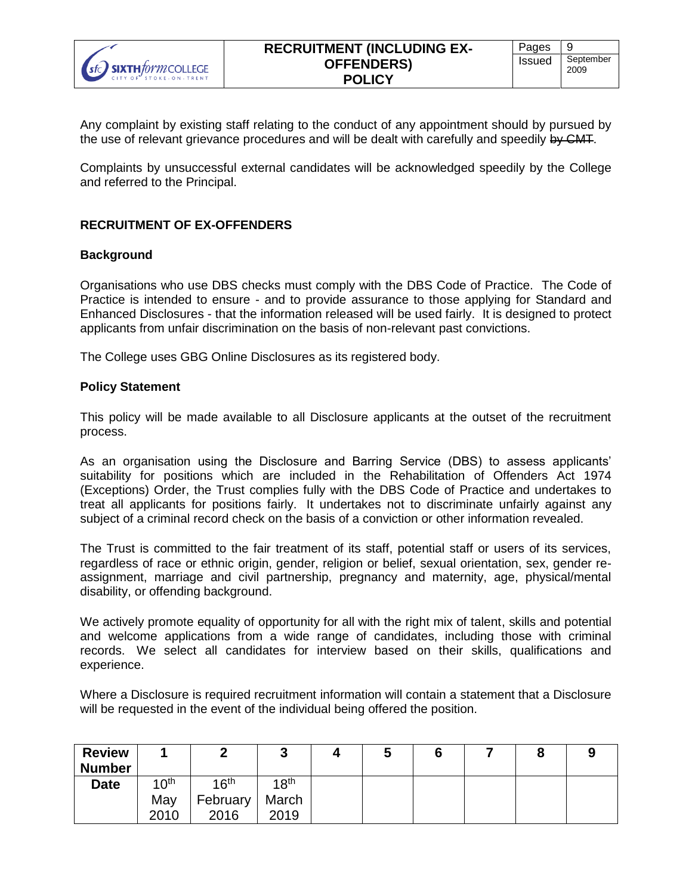Any complaint by existing staff relating to the conduct of any appointment should by pursued by the use of relevant grievance procedures and will be dealt with carefully and speedily ~~by CMT~~.

Complaints by unsuccessful external candidates will be acknowledged speedily by the College and referred to the Principal.

## RECRUITMENT OF EX-OFFENDERS

### Background

Organisations who use DBS checks must comply with the DBS Code of Practice. The Code of Practice is intended to ensure - and to provide assurance to those applying for Standard and Enhanced Disclosures - that the information released will be used fairly. It is designed to protect applicants from unfair discrimination on the basis of non-relevant past convictions.

The College uses GBG Online Disclosures as its registered body.

### Policy Statement

This policy will be made available to all Disclosure applicants at the outset of the recruitment process.

As an organisation using the Disclosure and Barring Service (DBS) to assess applicants' suitability for positions which are included in the Rehabilitation of Offenders Act 1974 (Exceptions) Order, the Trust complies fully with the DBS Code of Practice and undertakes to treat all applicants for positions fairly. It undertakes not to discriminate unfairly against any subject of a criminal record check on the basis of a conviction or other information revealed.

The Trust is committed to the fair treatment of its staff, potential staff or users of its services, regardless of race or ethnic origin, gender, religion or belief, sexual orientation, sex, gender re-assignment, marriage and civil partnership, pregnancy and maternity, age, physical/mental disability, or offending background.

We actively promote equality of opportunity for all with the right mix of talent, skills and potential and welcome applications from a wide range of candidates, including those with criminal records. We select all candidates for interview based on their skills, qualifications and experience.

Where a Disclosure is required recruitment information will contain a statement that a Disclosure will be requested in the event of the individual being offered the position.

| Review Number | 1 | 2 | 3 | 4 | 5 | 6 | 7 | 8 | 9 |
|---|---|---|---|---|---|---|---|---|---|
| Date | 10th May 2010 | 16th February 2016 | 18th March 2019 | | | | | | |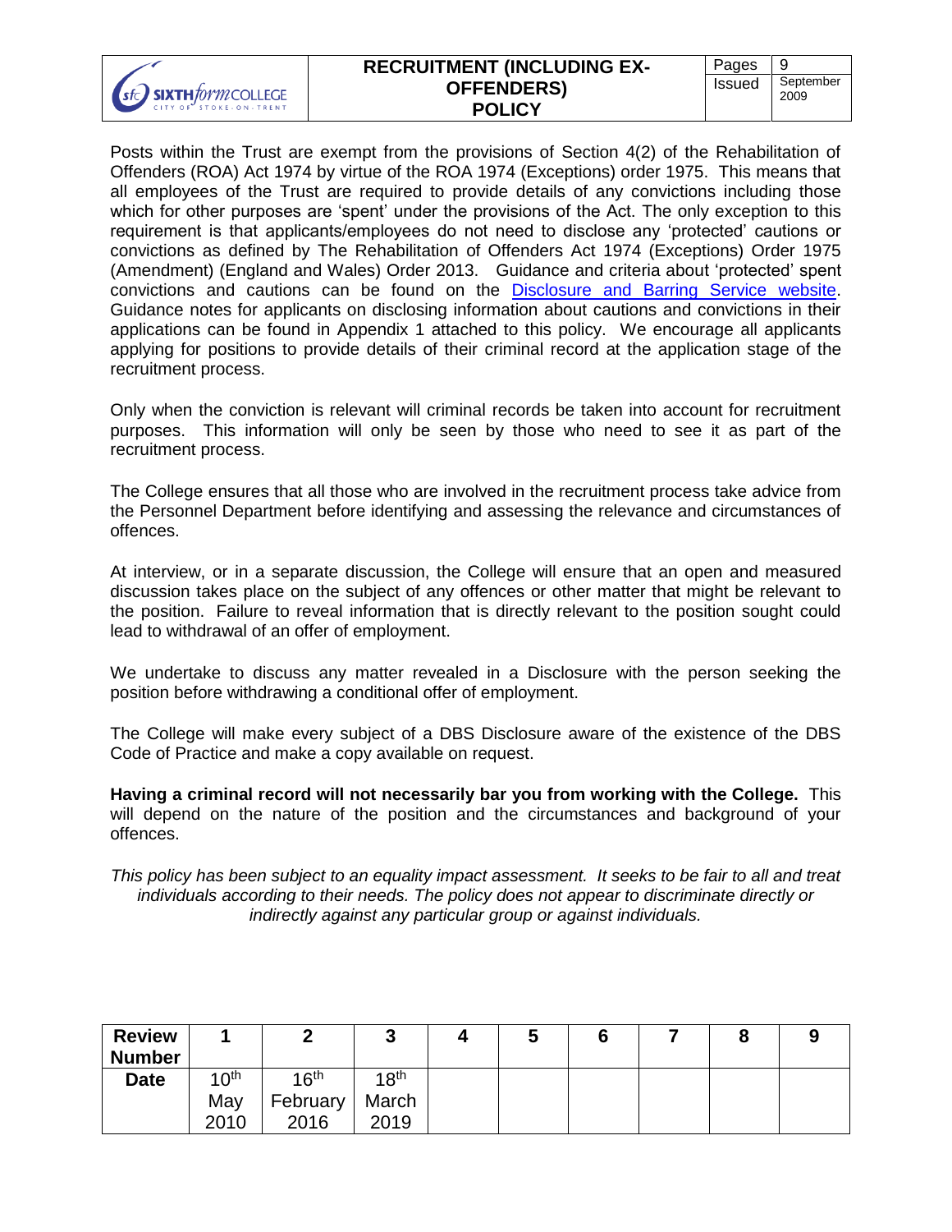Posts within the Trust are exempt from the provisions of Section 4(2) of the Rehabilitation of Offenders (ROA) Act 1974 by virtue of the ROA 1974 (Exceptions) order 1975. This means that all employees of the Trust are required to provide details of any convictions including those which for other purposes are 'spent' under the provisions of the Act. The only exception to this requirement is that applicants/employees do not need to disclose any 'protected' cautions or convictions as defined by The Rehabilitation of Offenders Act 1974 (Exceptions) Order 1975 (Amendment) (England and Wales) Order 2013. Guidance and criteria about 'protected' spent convictions and cautions can be found on the Disclosure and Barring Service website. Guidance notes for applicants on disclosing information about cautions and convictions in their applications can be found in Appendix 1 attached to this policy. We encourage all applicants applying for positions to provide details of their criminal record at the application stage of the recruitment process.

Only when the conviction is relevant will criminal records be taken into account for recruitment purposes. This information will only be seen by those who need to see it as part of the recruitment process.

The College ensures that all those who are involved in the recruitment process take advice from the Personnel Department before identifying and assessing the relevance and circumstances of offences.

At interview, or in a separate discussion, the College will ensure that an open and measured discussion takes place on the subject of any offences or other matter that might be relevant to the position. Failure to reveal information that is directly relevant to the position sought could lead to withdrawal of an offer of employment.

We undertake to discuss any matter revealed in a Disclosure with the person seeking the position before withdrawing a conditional offer of employment.

The College will make every subject of a DBS Disclosure aware of the existence of the DBS Code of Practice and make a copy available on request.

**Having a criminal record will not necessarily bar you from working with the College.** This will depend on the nature of the position and the circumstances and background of your offences.

*This policy has been subject to an equality impact assessment. It seeks to be fair to all and treat individuals according to their needs. The policy does not appear to discriminate directly or indirectly against any particular group or against individuals.*

| Review Number | 1 | 2 | 3 | 4 | 5 | 6 | 7 | 8 | 9 |
|---|---|---|---|---|---|---|---|---|---|
| Date | 10th May 2010 | 16th February 2016 | 18th March 2019 | | | | | | |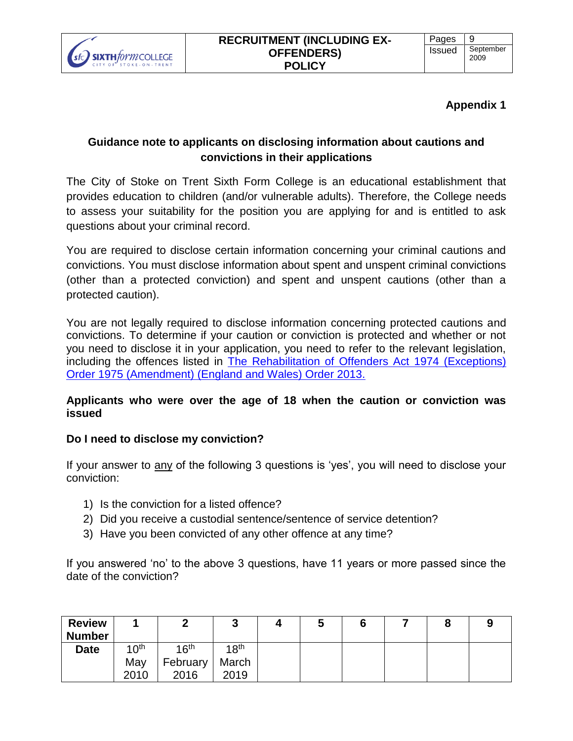**Appendix 1**

## Guidance note to applicants on disclosing information about cautions and convictions in their applications

The City of Stoke on Trent Sixth Form College is an educational establishment that provides education to children (and/or vulnerable adults). Therefore, the College needs to assess your suitability for the position you are applying for and is entitled to ask questions about your criminal record.

You are required to disclose certain information concerning your criminal cautions and convictions. You must disclose information about spent and unspent criminal convictions (other than a protected conviction) and spent and unspent cautions (other than a protected caution).

You are not legally required to disclose information concerning protected cautions and convictions. To determine if your caution or conviction is protected and whether or not you need to disclose it in your application, you need to refer to the relevant legislation, including the offences listed in The Rehabilitation of Offenders Act 1974 (Exceptions) Order 1975 (Amendment) (England and Wales) Order 2013.

### Applicants who were over the age of 18 when the caution or conviction was issued

### Do I need to disclose my conviction?

If your answer to any of the following 3 questions is 'yes', you will need to disclose your conviction:

1) Is the conviction for a listed offence?
2) Did you receive a custodial sentence/sentence of service detention?
3) Have you been convicted of any other offence at any time?

If you answered 'no' to the above 3 questions, have 11 years or more passed since the date of the conviction?

| Review Number | 1 | 2 | 3 | 4 | 5 | 6 | 7 | 8 | 9 |
|---|---|---|---|---|---|---|---|---|---|
| Date | 10th May 2010 | 16th February 2016 | 18th March 2019 | | | | | | |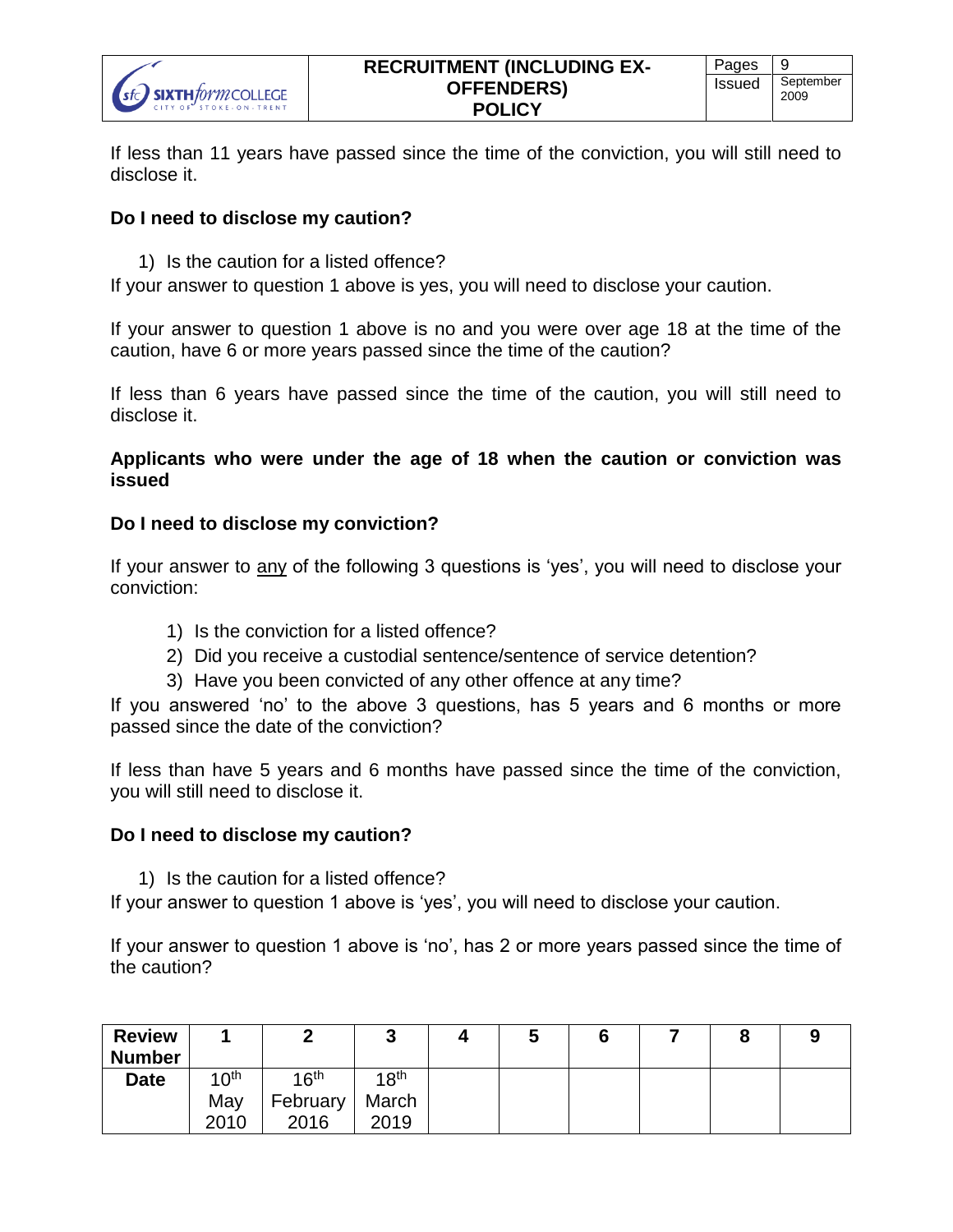If less than 11 years have passed since the time of the conviction, you will still need to disclose it.

**Do I need to disclose my caution?**

1) Is the caution for a listed offence?

If your answer to question 1 above is yes, you will need to disclose your caution.

If your answer to question 1 above is no and you were over age 18 at the time of the caution, have 6 or more years passed since the time of the caution?

If less than 6 years have passed since the time of the caution, you will still need to disclose it.

**Applicants who were under the age of 18 when the caution or conviction was issued**

**Do I need to disclose my conviction?**

If your answer to any of the following 3 questions is 'yes', you will need to disclose your conviction:

1) Is the conviction for a listed offence?
2) Did you receive a custodial sentence/sentence of service detention?
3) Have you been convicted of any other offence at any time?

If you answered 'no' to the above 3 questions, has 5 years and 6 months or more passed since the date of the conviction?

If less than have 5 years and 6 months have passed since the time of the conviction, you will still need to disclose it.

**Do I need to disclose my caution?**

1) Is the caution for a listed offence?

If your answer to question 1 above is 'yes', you will need to disclose your caution.

If your answer to question 1 above is 'no', has 2 or more years passed since the time of the caution?

| Review Number | 1 | 2 | 3 | 4 | 5 | 6 | 7 | 8 | 9 |
|---|---|---|---|---|---|---|---|---|---|
| Date | 10th May 2010 | 16th February 2016 | 18th March 2019 | | | | | | |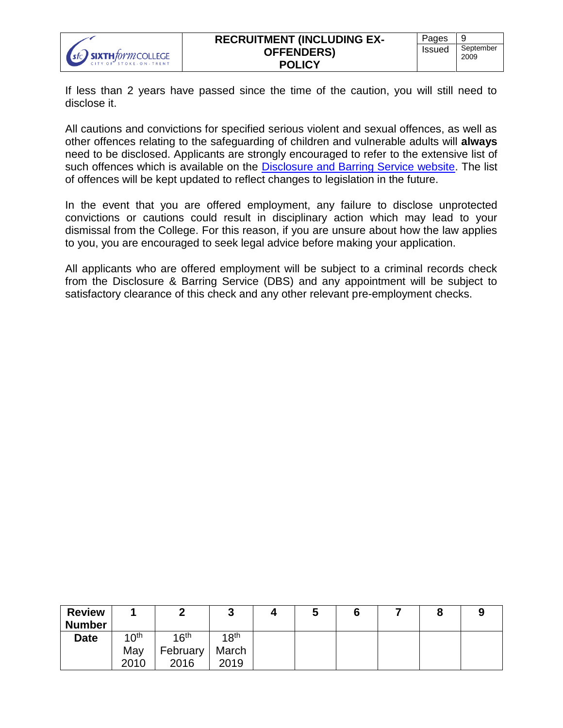If less than 2 years have passed since the time of the caution, you will still need to disclose it.

All cautions and convictions for specified serious violent and sexual offences, as well as other offences relating to the safeguarding of children and vulnerable adults will **always** need to be disclosed. Applicants are strongly encouraged to refer to the extensive list of such offences which is available on the Disclosure and Barring Service website. The list of offences will be kept updated to reflect changes to legislation in the future.

In the event that you are offered employment, any failure to disclose unprotected convictions or cautions could result in disciplinary action which may lead to your dismissal from the College. For this reason, if you are unsure about how the law applies to you, you are encouraged to seek legal advice before making your application.

All applicants who are offered employment will be subject to a criminal records check from the Disclosure & Barring Service (DBS) and any appointment will be subject to satisfactory clearance of this check and any other relevant pre-employment checks.

| **Review Number** | **1** | **2** | **3** | **4** | **5** | **6** | **7** | **8** | **9** |
|---|---|---|---|---|---|---|---|---|---|
| **Date** | 10th May 2010 | 16th February 2016 | 18th March 2019 | | | | | | |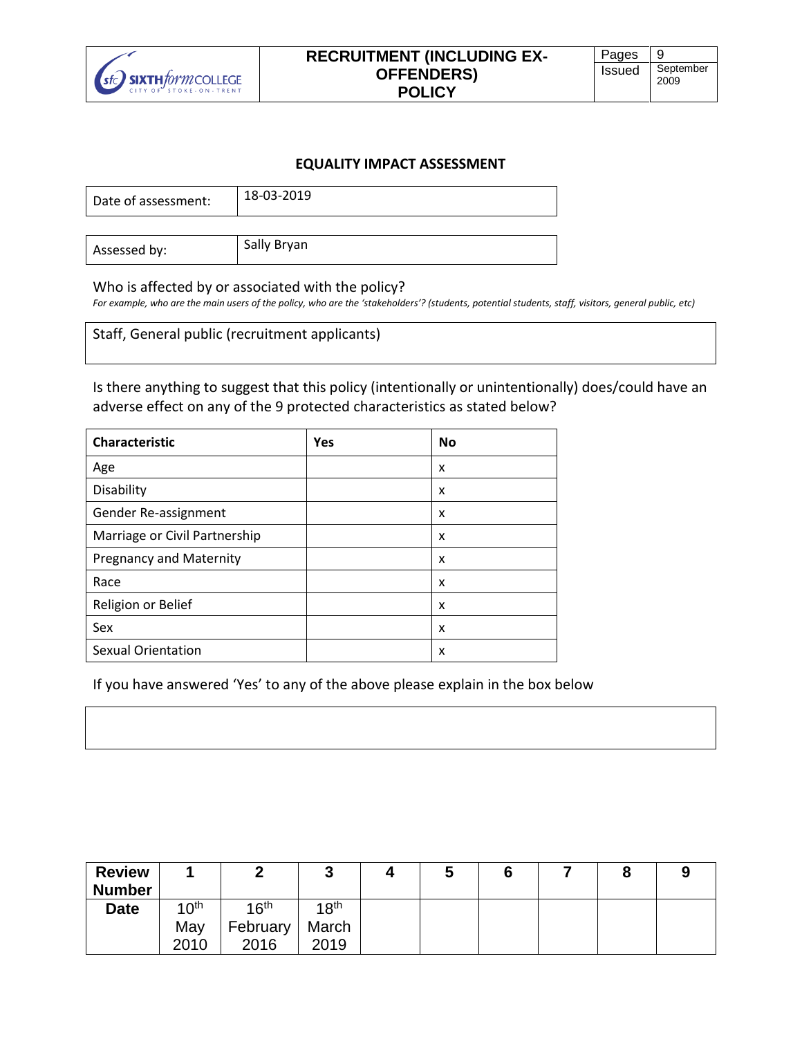## EQUALITY IMPACT ASSESSMENT

| Date of assessment: | 18-03-2019 |
|---|---|

| Assessed by: | Sally Bryan |
|---|---|

Who is affected by or associated with the policy?

*For example, who are the main users of the policy, who are the 'stakeholders'? (students, potential students, staff, visitors, general public, etc)*

Staff, General public (recruitment applicants)

Is there anything to suggest that this policy (intentionally or unintentionally) does/could have an adverse effect on any of the 9 protected characteristics as stated below?

| Characteristic | Yes | No |
|---|---|---|
| Age | | x |
| Disability | | x |
| Gender Re-assignment | | x |
| Marriage or Civil Partnership | | x |
| Pregnancy and Maternity | | x |
| Race | | x |
| Religion or Belief | | x |
| Sex | | x |
| Sexual Orientation | | x |

If you have answered 'Yes' to any of the above please explain in the box below

| Review Number | 1 | 2 | 3 | 4 | 5 | 6 | 7 | 8 | 9 |
|---|---|---|---|---|---|---|---|---|---|
| Date | 10th May 2010 | 16th February 2016 | 18th March 2019 | | | | | | |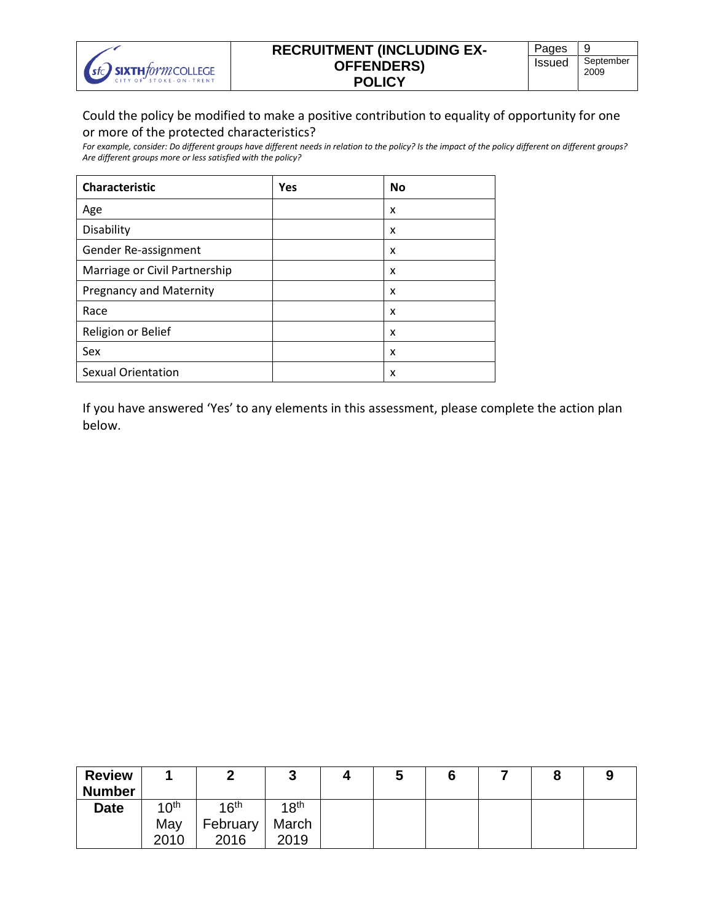Could the policy be modified to make a positive contribution to equality of opportunity for one or more of the protected characteristics?

*For example, consider: Do different groups have different needs in relation to the policy? Is the impact of the policy different on different groups? Are different groups more or less satisfied with the policy?*

| Characteristic | Yes | No |
|---|---|---|
| Age | | x |
| Disability | | x |
| Gender Re-assignment | | x |
| Marriage or Civil Partnership | | x |
| Pregnancy and Maternity | | x |
| Race | | x |
| Religion or Belief | | x |
| Sex | | x |
| Sexual Orientation | | x |

If you have answered 'Yes' to any elements in this assessment, please complete the action plan below.

| Review Number | 1 | 2 | 3 | 4 | 5 | 6 | 7 | 8 | 9 |
|---|---|---|---|---|---|---|---|---|---|
| Date | 10th May 2010 | 16th February 2016 | 18th March 2019 | | | | | | |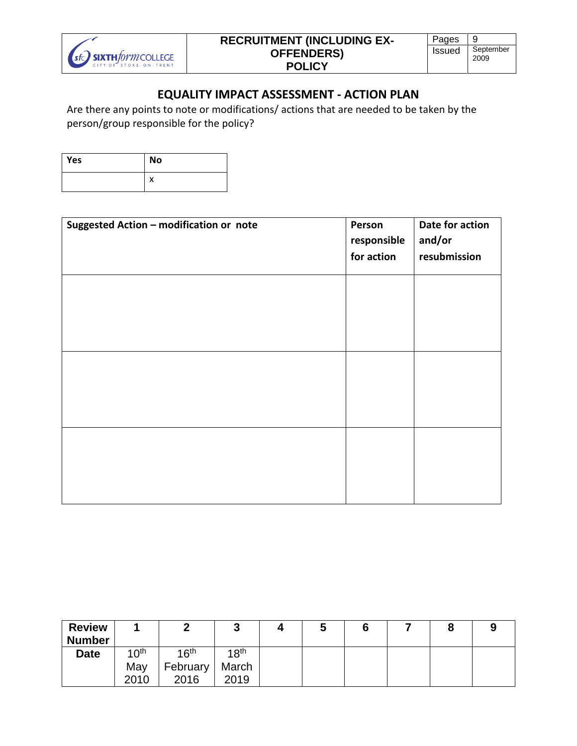## EQUALITY IMPACT ASSESSMENT - ACTION PLAN

Are there any points to note or modifications/ actions that are needed to be taken by the person/group responsible for the policy?

| Yes | No |
|---|---|
| | x |

| Suggested Action – modification or note | Person responsible for action | Date for action and/or resubmission |
|---|---|---|
| | | |
| | | |
| | | |

| Review Number | 1 | 2 | 3 | 4 | 5 | 6 | 7 | 8 | 9 |
|---|---|---|---|---|---|---|---|---|---|
| Date | 10th May 2010 | 16th February 2016 | 18th March 2019 | | | | | | |